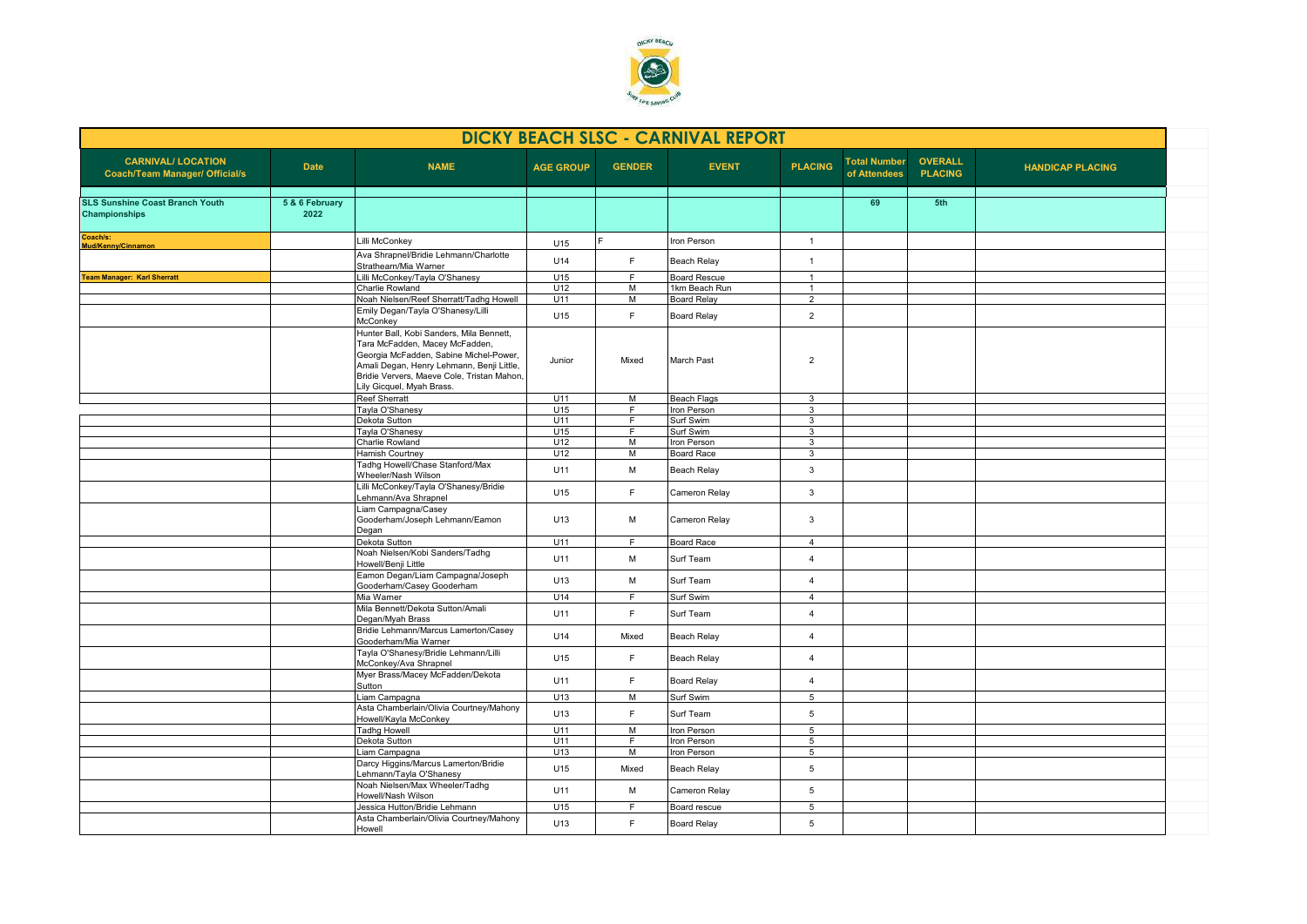# DICKY BEACH SLSC - CARNIVAL REPORT

| CARNIVAL/ LOCATION Coach/Team Manager/ Official/s | Date | NAME | AGE GROUP | GENDER | EVENT | PLACING | Total Number of Attendees | OVERALL PLACING | HANDICAP PLACING |
|---|---|---|---|---|---|---|---|---|---|
| **SLS Sunshine Coast Branch Youth Championships** | 5 & 6 February 2022 | | | | | | 69 | 5th | |
| **Coach/s: Mud/Kenny/Cinnamon** | | Lilli McConkey | U15 | F | Iron Person | 1 | | | |
| | | Ava Shrapnel/Bridie Lehmann/Charlotte Strathearn/Mia Warner | U14 | F | Beach Relay | 1 | | | |
| **Team Manager: Karl Sherratt** | | Lilli McConkey/Tayla O'Shanesy | U15 | F | Board Rescue | 1 | | | |
| | | Charlie Rowland | U12 | M | 1km Beach Run | 1 | | | |
| | | Noah Nielsen/Reef Sherratt/Tadhg Howell | U11 | M | Board Relay | 2 | | | |
| | | Emily Degan/Tayla O'Shanesy/Lilli McConkey | U15 | F | Board Relay | 2 | | | |
| | | Hunter Ball, Kobi Sanders, Mila Bennett, Tara McFadden, Macey McFadden, Georgia McFadden, Sabine Michel-Power, Amali Degan, Henry Lehmann, Benji Little, Bridie Ververs, Maeve Cole, Tristan Mahon, Lily Gicquel, Myah Brass. | Junior | Mixed | March Past | 2 | | | |
| | | Reef Sherratt | U11 | M | Beach Flags | 3 | | | |
| | | Tayla O'Shanesy | U15 | F | Iron Person | 3 | | | |
| | | Dekota Sutton | U11 | F | Surf Swim | 3 | | | |
| | | Tayla O'Shanesy | U15 | F | Surf Swim | 3 | | | |
| | | Charlie Rowland | U12 | M | Iron Person | 3 | | | |
| | | Hamish Courtney | U12 | M | Board Race | 3 | | | |
| | | Tadhg Howell/Chase Stanford/Max Wheeler/Nash Wilson | U11 | M | Beach Relay | 3 | | | |
| | | Lilli McConkey/Tayla O'Shanesy/Bridie Lehmann/Ava Shrapnel | U15 | F | Cameron Relay | 3 | | | |
| | | Liam Campagna/Casey Gooderham/Joseph Lehmann/Eamon Degan | U13 | M | Cameron Relay | 3 | | | |
| | | Dekota Sutton | U11 | F | Board Race | 4 | | | |
| | | Noah Nielsen/Kobi Sanders/Tadhg Howell/Benji Little | U11 | M | Surf Team | 4 | | | |
| | | Eamon Degan/Liam Campagna/Joseph Gooderham/Casey Gooderham | U13 | M | Surf Team | 4 | | | |
| | | Mia Warner | U14 | F | Surf Swim | 4 | | | |
| | | Mila Bennett/Dekota Sutton/Amali Degan/Myah Brass | U11 | F | Surf Team | 4 | | | |
| | | Bridie Lehmann/Marcus Lamerton/Casey Gooderham/Mia Warner | U14 | Mixed | Beach Relay | 4 | | | |
| | | Tayla O'Shanesy/Bridie Lehmann/Lilli McConkey/Ava Shrapnel | U15 | F | Beach Relay | 4 | | | |
| | | Myer Brass/Macey McFadden/Dekota Sutton | U11 | F | Board Relay | 4 | | | |
| | | Liam Campagna | U13 | M | Surf Swim | 5 | | | |
| | | Asta Chamberlain/Olivia Courtney/Mahony Howell/Kayla McConkey | U13 | F | Surf Team | 5 | | | |
| | | Tadhg Howell | U11 | M | Iron Person | 5 | | | |
| | | Dekota Sutton | U11 | F | Iron Person | 5 | | | |
| | | Liam Campagna | U13 | M | Iron Person | 5 | | | |
| | | Darcy Higgins/Marcus Lamerton/Bridie Lehmann/Tayla O'Shanesy | U15 | Mixed | Beach Relay | 5 | | | |
| | | Noah Nielsen/Max Wheeler/Tadhg Howell/Nash Wilson | U11 | M | Cameron Relay | 5 | | | |
| | | Jessica Hutton/Bridie Lehmann | U15 | F | Board rescue | 5 | | | |
| | | Asta Chamberlain/Olivia Courtney/Mahony Howell | U13 | F | Board Relay | 5 | | | |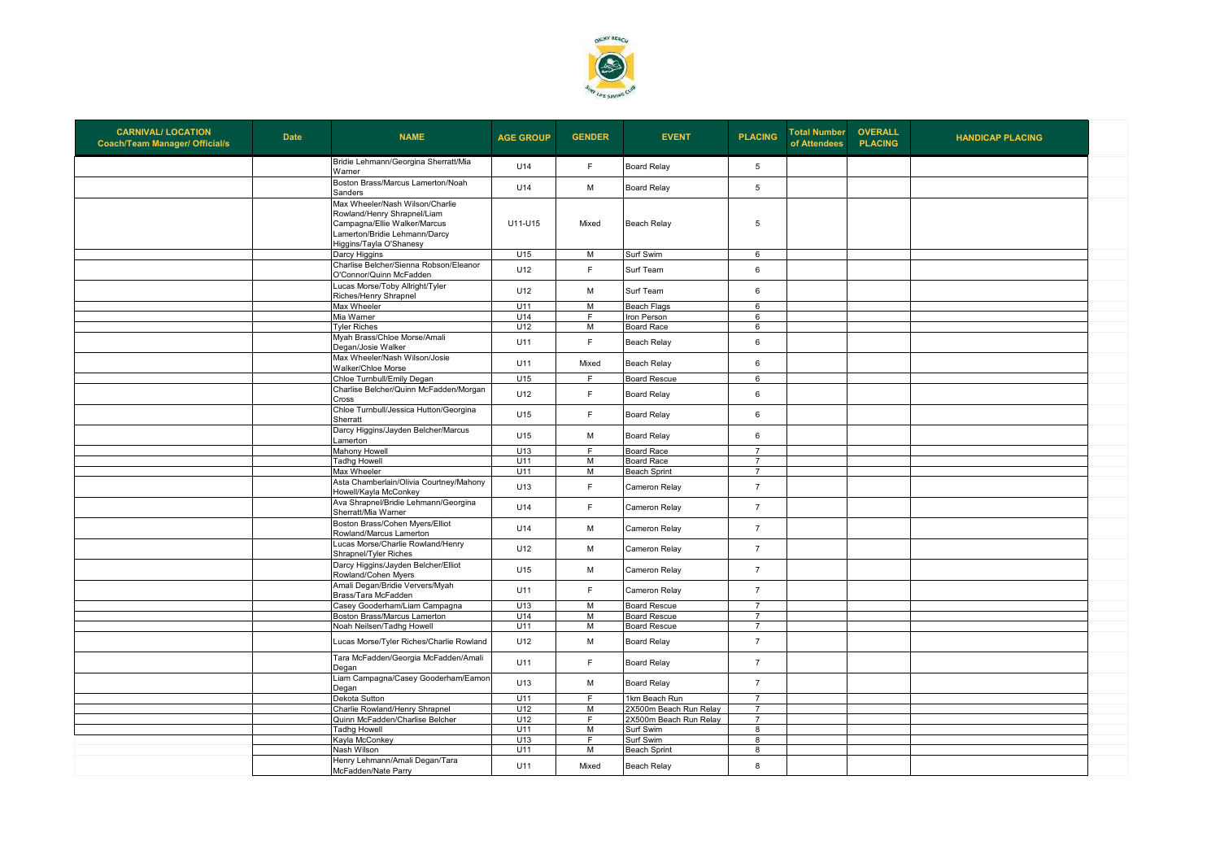| CARNIVAL/ LOCATION Coach/Team Manager/ Official/s | Date | NAME | AGE GROUP | GENDER | EVENT | PLACING | Total Number of Attendees | OVERALL PLACING | HANDICAP PLACING |
|---|---|---|---|---|---|---|---|---|---|
| | | Bridie Lehmann/Georgina Sherratt/Mia Warner | U14 | F | Board Relay | 5 | | | |
| | | Boston Brass/Marcus Lamerton/Noah Sanders | U14 | M | Board Relay | 5 | | | |
| | | Max Wheeler/Nash Wilson/Charlie Rowland/Henry Shrapnel/Liam Campagna/Ellie Walker/Marcus Lamerton/Bridie Lehmann/Darcy Higgins/Tayla O'Shanesy | U11-U15 | Mixed | Beach Relay | 5 | | | |
| | | Darcy Higgins | U15 | M | Surf Swim | 6 | | | |
| | | Charlise Belcher/Sienna Robson/Eleanor O'Connor/Quinn McFadden | U12 | F | Surf Team | 6 | | | |
| | | Lucas Morse/Toby Allright/Tyler Riches/Henry Shrapnel | U12 | M | Surf Team | 6 | | | |
| | | Max Wheeler | U11 | M | Beach Flags | 6 | | | |
| | | Mia Warner | U14 | F | Iron Person | 6 | | | |
| | | Tyler Riches | U12 | M | Board Race | 6 | | | |
| | | Myah Brass/Chloe Morse/Amali Degan/Josie Walker | U11 | F | Beach Relay | 6 | | | |
| | | Max Wheeler/Nash Wilson/Josie Walker/Chloe Morse | U11 | Mixed | Beach Relay | 6 | | | |
| | | Chloe Turnbull/Emily Degan | U15 | F | Board Rescue | 6 | | | |
| | | Charlise Belcher/Quinn McFadden/Morgan Cross | U12 | F | Board Relay | 6 | | | |
| | | Chloe Turnbull/Jessica Hutton/Georgina Sherratt | U15 | F | Board Relay | 6 | | | |
| | | Darcy Higgins/Jayden Belcher/Marcus Lamerton | U15 | M | Board Relay | 6 | | | |
| | | Mahony Howell | U13 | F | Board Race | 7 | | | |
| | | Tadhg Howell | U11 | M | Board Race | 7 | | | |
| | | Max Wheeler | U11 | M | Beach Sprint | 7 | | | |
| | | Asta Chamberlain/Olivia Courtney/Mahony Howell/Kayla McConkey | U13 | F | Cameron Relay | 7 | | | |
| | | Ava Shrapnel/Bridie Lehmann/Georgina Sherratt/Mia Warner | U14 | F | Cameron Relay | 7 | | | |
| | | Boston Brass/Cohen Myers/Elliot Rowland/Marcus Lamerton | U14 | M | Cameron Relay | 7 | | | |
| | | Lucas Morse/Charlie Rowland/Henry Shrapnel/Tyler Riches | U12 | M | Cameron Relay | 7 | | | |
| | | Darcy Higgins/Jayden Belcher/Elliot Rowland/Cohen Myers | U15 | M | Cameron Relay | 7 | | | |
| | | Amali Degan/Bridie Ververs/Myah Brass/Tara McFadden | U11 | F | Cameron Relay | 7 | | | |
| | | Casey Gooderham/Liam Campagna | U13 | M | Board Rescue | 7 | | | |
| | | Boston Brass/Marcus Lamerton | U14 | M | Board Rescue | 7 | | | |
| | | Noah Neilsen/Tadhg Howell | U11 | M | Board Rescue | 7 | | | |
| | | Lucas Morse/Tyler Riches/Charlie Rowland | U12 | M | Board Relay | 7 | | | |
| | | Tara McFadden/Georgia McFadden/Amali Degan | U11 | F | Board Relay | 7 | | | |
| | | Liam Campagna/Casey Gooderham/Eamon Degan | U13 | M | Board Relay | 7 | | | |
| | | Dekota Sutton | U11 | F | 1km Beach Run | 7 | | | |
| | | Charlie Rowland/Henry Shrapnel | U12 | M | 2X500m Beach Run Relay | 7 | | | |
| | | Quinn McFadden/Charlise Belcher | U12 | F | 2X500m Beach Run Relay | 7 | | | |
| | | Tadhg Howell | U11 | M | Surf Swim | 8 | | | |
| | | Kayla McConkey | U13 | F | Surf Swim | 8 | | | |
| | | Nash Wilson | U11 | M | Beach Sprint | 8 | | | |
| | | Henry Lehmann/Amali Degan/Tara McFadden/Nate Parry | U11 | Mixed | Beach Relay | 8 | | | |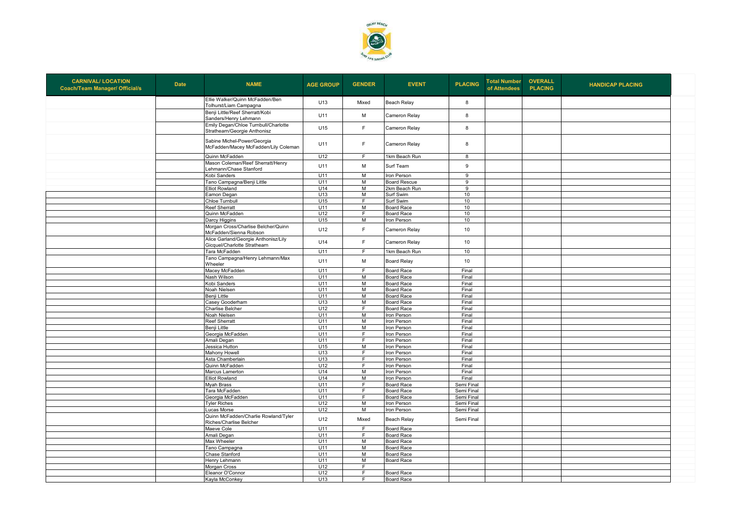| CARNIVAL/ LOCATION Coach/Team Manager/ Official/s | Date | NAME | AGE GROUP | GENDER | EVENT | PLACING | Total Number of Attendees | OVERALL PLACING | HANDICAP PLACING |
|---|---|---|---|---|---|---|---|---|---|
| | | Ellie Walker/Quinn McFadden/Ben Tolhurst/Liam Campagna | U13 | Mixed | Beach Relay | 8 | | | |
| | | Benji Little/Reef Sherratt/Kobi Sanders/Henry Lehmann | U11 | M | Cameron Relay | 8 | | | |
| | | Emily Degan/Chloe Turnbull/Charlotte Strathearn/Georgie Anthonisz | U15 | F | Cameron Relay | 8 | | | |
| | | Sabine Michel-Power/Georgia McFadden/Macey McFadden/Lily Coleman | U11 | F | Cameron Relay | 8 | | | |
| | | Quinn McFadden | U12 | F | 1km Beach Run | 8 | | | |
| | | Mason Coleman/Reef Sherratt/Henry Lehmann/Chase Stanford | U11 | M | Surf Team | 9 | | | |
| | | Kobi Sanders | U11 | M | Iron Person | 9 | | | |
| | | Tano Campagna/Benji Little | U11 | M | Board Rescue | 9 | | | |
| | | Elliot Rowland | U14 | M | 2km Beach Run | 9 | | | |
| | | Eamon Degan | U13 | M | Surf Swim | 10 | | | |
| | | Chloe Turnbull | U15 | F | Surf Swim | 10 | | | |
| | | Reef Sherratt | U11 | M | Board Race | 10 | | | |
| | | Quinn McFadden | U12 | F | Board Race | 10 | | | |
| | | Darcy Higgins | U15 | M | Iron Person | 10 | | | |
| | | Morgan Cross/Charlise Belcher/Quinn McFadden/Sienna Robson | U12 | F | Cameron Relay | 10 | | | |
| | | Alice Garland/Georgie Anthonisz/Lily Gicquel/Charlotte Strathearn | U14 | F | Cameron Relay | 10 | | | |
| | | Tara McFadden | U11 | F | 1km Beach Run | 10 | | | |
| | | Tano Campagna/Henry Lehmann/Max Wheeler | U11 | M | Board Relay | 10 | | | |
| | | Macey McFadden | U11 | F | Board Race | Final | | | |
| | | Nash Wilson | U11 | M | Board Race | Final | | | |
| | | Kobi Sanders | U11 | M | Board Race | Final | | | |
| | | Noah Nielsen | U11 | M | Board Race | Final | | | |
| | | Benji Little | U11 | M | Board Race | Final | | | |
| | | Casey Gooderham | U13 | M | Board Race | Final | | | |
| | | Charlise Belcher | U12 | F | Board Race | Final | | | |
| | | Noah Nielsen | U11 | M | Iron Person | Final | | | |
| | | Reef Sherratt | U11 | M | Iron Person | Final | | | |
| | | Benji Little | U11 | M | Iron Person | Final | | | |
| | | Georgia McFadden | U11 | F | Iron Person | Final | | | |
| | | Amali Degan | U11 | F | Iron Person | Final | | | |
| | | Jessica Hutton | U15 | M | Iron Person | Final | | | |
| | | Mahony Howell | U13 | F | Iron Person | Final | | | |
| | | Asta Chamberlain | U13 | F | Iron Person | Final | | | |
| | | Quinn McFadden | U12 | F | Iron Person | Final | | | |
| | | Marcus Lamerton | U14 | M | Iron Person | Final | | | |
| | | Elliot Rowland | U14 | M | Iron Person | Final | | | |
| | | Myah Brass | U11 | F | Board Race | Semi Final | | | |
| | | Tara McFadden | U11 | F | Board Race | Semi Final | | | |
| | | Georgia McFadden | U11 | F | Board Race | Semi Final | | | |
| | | Tyler Riches | U12 | M | Iron Person | Semi Final | | | |
| | | Lucas Morse | U12 | M | Iron Person | Semi Final | | | |
| | | Quinn McFadden/Charlie Rowland/Tyler Riches/Charlise Belcher | U12 | Mixed | Beach Relay | Semi Final | | | |
| | | Maeve Cole | U11 | F | Board Race | | | | |
| | | Amali Degan | U11 | F | Board Race | | | | |
| | | Max Wheeler | U11 | M | Board Race | | | | |
| | | Tano Campagna | U11 | M | Board Race | | | | |
| | | Chase Stanford | U11 | M | Board Race | | | | |
| | | Henry Lehmann | U11 | M | Board Race | | | | |
| | | Morgan Cross | U12 | F | | | | | |
| | | Eleanor O'Connor | U12 | F | Board Race | | | | |
| | | Kayla McConkey | U13 | F | Board Race | | | | |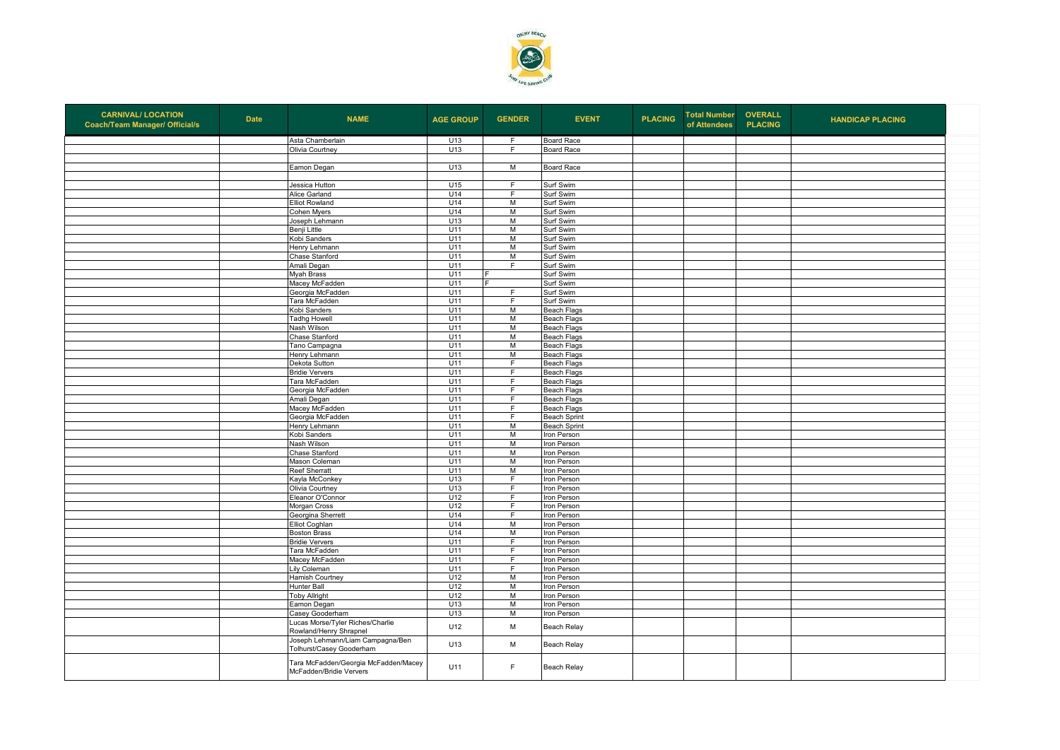| CARNIVAL/ LOCATION Coach/Team Manager/ Official/s | Date | NAME | AGE GROUP | GENDER | EVENT | PLACING | Total Number of Attendees | OVERALL PLACING | HANDICAP PLACING |
|---|---|---|---|---|---|---|---|---|---|
| | | Asta Chamberlain | U13 | F | Board Race | | | | |
| | | Olivia Courtney | U13 | F | Board Race | | | | |
| | | | | | | | | | |
| | | Eamon Degan | U13 | M | Board Race | | | | |
| | | | | | | | | | |
| | | Jessica Hutton | U15 | F | Surf Swim | | | | |
| | | Alice Garland | U14 | F | Surf Swim | | | | |
| | | Elliot Rowland | U14 | M | Surf Swim | | | | |
| | | Cohen Myers | U14 | M | Surf Swim | | | | |
| | | Joseph Lehmann | U13 | M | Surf Swim | | | | |
| | | Benji Little | U11 | M | Surf Swim | | | | |
| | | Kobi Sanders | U11 | M | Surf Swim | | | | |
| | | Henry Lehmann | U11 | M | Surf Swim | | | | |
| | | Chase Stanford | U11 | M | Surf Swim | | | | |
| | | Amali Degan | U11 | F | Surf Swim | | | | |
| | | Myah Brass | U11 | F | Surf Swim | | | | |
| | | Macey McFadden | U11 | F | Surf Swim | | | | |
| | | Georgia McFadden | U11 | F | Surf Swim | | | | |
| | | Tara McFadden | U11 | F | Surf Swim | | | | |
| | | Kobi Sanders | U11 | M | Beach Flags | | | | |
| | | Tadhg Howell | U11 | M | Beach Flags | | | | |
| | | Nash Wilson | U11 | M | Beach Flags | | | | |
| | | Chase Stanford | U11 | M | Beach Flags | | | | |
| | | Tano Campagna | U11 | M | Beach Flags | | | | |
| | | Henry Lehmann | U11 | M | Beach Flags | | | | |
| | | Dekota Sutton | U11 | F | Beach Flags | | | | |
| | | Bridie Ververs | U11 | F | Beach Flags | | | | |
| | | Tara McFadden | U11 | F | Beach Flags | | | | |
| | | Georgia McFadden | U11 | F | Beach Flags | | | | |
| | | Amali Degan | U11 | F | Beach Flags | | | | |
| | | Macey McFadden | U11 | F | Beach Flags | | | | |
| | | Georgia McFadden | U11 | F | Beach Sprint | | | | |
| | | Henry Lehmann | U11 | M | Beach Sprint | | | | |
| | | Kobi Sanders | U11 | M | Iron Person | | | | |
| | | Nash Wilson | U11 | M | Iron Person | | | | |
| | | Chase Stanford | U11 | M | Iron Person | | | | |
| | | Mason Coleman | U11 | M | Iron Person | | | | |
| | | Reef Sherratt | U11 | M | Iron Person | | | | |
| | | Kayla McConkey | U13 | F | Iron Person | | | | |
| | | Olivia Courtney | U13 | F | Iron Person | | | | |
| | | Eleanor O'Connor | U12 | F | Iron Person | | | | |
| | | Morgan Cross | U12 | F | Iron Person | | | | |
| | | Georgina Sherrett | U14 | F | Iron Person | | | | |
| | | Elliot Coghlan | U14 | M | Iron Person | | | | |
| | | Boston Brass | U14 | M | Iron Person | | | | |
| | | Bridie Ververs | U11 | F | Iron Person | | | | |
| | | Tara McFadden | U11 | F | Iron Person | | | | |
| | | Macey McFadden | U11 | F | Iron Person | | | | |
| | | Lily Coleman | U11 | F | Iron Person | | | | |
| | | Hamish Courtney | U12 | M | Iron Person | | | | |
| | | Hunter Ball | U12 | M | Iron Person | | | | |
| | | Toby Allright | U12 | M | Iron Person | | | | |
| | | Eamon Degan | U13 | M | Iron Person | | | | |
| | | Casey Gooderham | U13 | M | Iron Person | | | | |
| | | Lucas Morse/Tyler Riches/Charlie Rowland/Henry Shrapnel | U12 | M | Beach Relay | | | | |
| | | Joseph Lehmann/Liam Campagna/Ben Tolhurst/Casey Gooderham | U13 | M | Beach Relay | | | | |
| | | Tara McFadden/Georgia McFadden/Macey McFadden/Bridie Ververs | U11 | F | Beach Relay | | | | |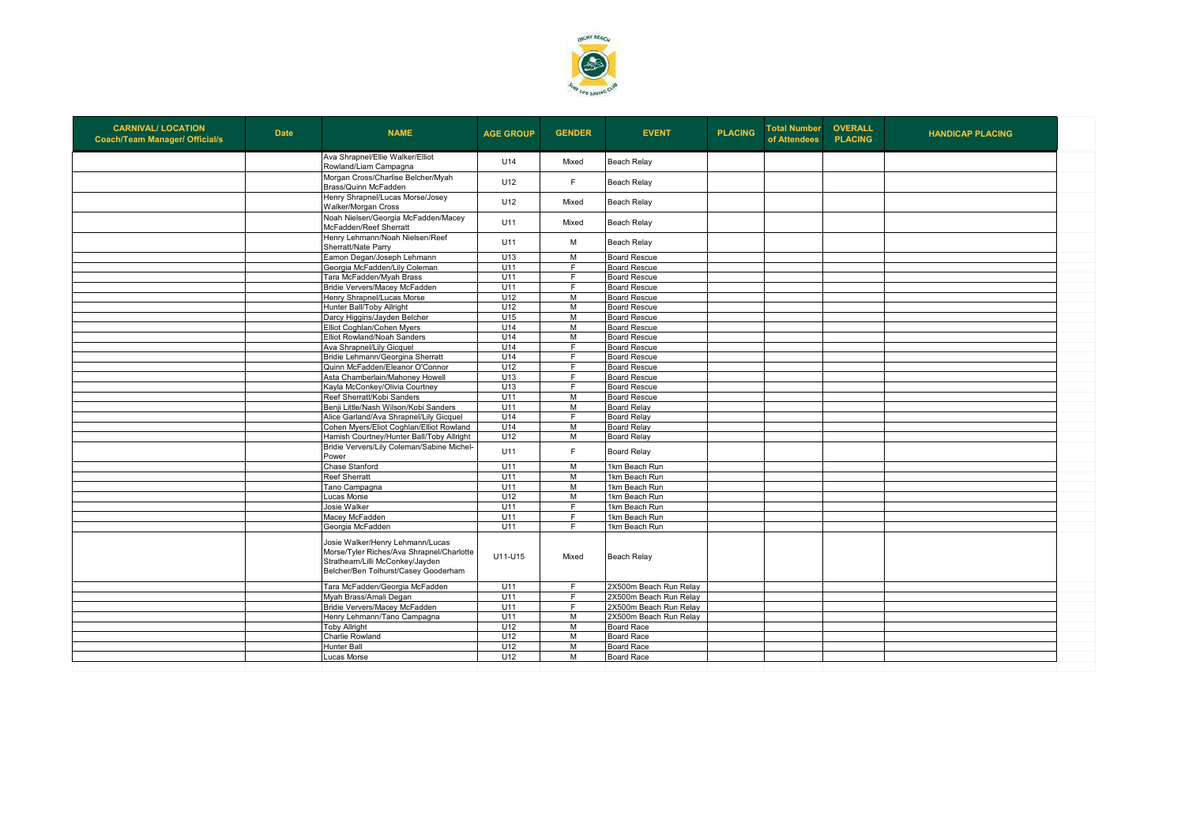| CARNIVAL/ LOCATION Coach/Team Manager/ Official/s | Date | NAME | AGE GROUP | GENDER | EVENT | PLACING | Total Number of Attendees | OVERALL PLACING | HANDICAP PLACING |
|---|---|---|---|---|---|---|---|---|---|
| | | Ava Shrapnel/Ellie Walker/Elliot Rowland/Liam Campagna | U14 | Mixed | Beach Relay | | | | |
| | | Morgan Cross/Charlise Belcher/Myah Brass/Quinn McFadden | U12 | F | Beach Relay | | | | |
| | | Henry Shrapnel/Lucas Morse/Josey Walker/Morgan Cross | U12 | Mixed | Beach Relay | | | | |
| | | Noah Nielsen/Georgia McFadden/Macey McFadden/Reef Sherratt | U11 | Mixed | Beach Relay | | | | |
| | | Henry Lehmann/Noah Nielsen/Reef Sherratt/Nate Parry | U11 | M | Beach Relay | | | | |
| | | Eamon Degan/Joseph Lehmann | U13 | M | Board Rescue | | | | |
| | | Georgia McFadden/Lily Coleman | U11 | F | Board Rescue | | | | |
| | | Tara McFadden/Myah Brass | U11 | F | Board Rescue | | | | |
| | | Bridie Ververs/Macey McFadden | U11 | F | Board Rescue | | | | |
| | | Henry Shrapnel/Lucas Morse | U12 | M | Board Rescue | | | | |
| | | Hunter Ball/Toby Allright | U12 | M | Board Rescue | | | | |
| | | Darcy Higgins/Jayden Belcher | U15 | M | Board Rescue | | | | |
| | | Elliot Coghlan/Cohen Myers | U14 | M | Board Rescue | | | | |
| | | Elliot Rowland/Noah Sanders | U14 | M | Board Rescue | | | | |
| | | Ava Shrapnel/Lily Gicquel | U14 | F | Board Rescue | | | | |
| | | Bridie Lehmann/Georgina Sherratt | U14 | F | Board Rescue | | | | |
| | | Quinn McFadden/Eleanor O'Connor | U12 | F | Board Rescue | | | | |
| | | Asta Chamberlain/Mahoney Howell | U13 | F | Board Rescue | | | | |
| | | Kayla McConkey/Olivia Courtney | U13 | F | Board Rescue | | | | |
| | | Reef Sherratt/Kobi Sanders | U11 | M | Board Rescue | | | | |
| | | Benji Little/Nash Wilson/Kobi Sanders | U11 | M | Board Relay | | | | |
| | | Alice Garland/Ava Shrapnel/Lily Gicquel | U14 | F | Board Relay | | | | |
| | | Cohen Myers/Eliot Coghlan/Elliot Rowland | U14 | M | Board Relay | | | | |
| | | Hamish Courtney/Hunter Ball/Toby Allright | U12 | M | Board Relay | | | | |
| | | Bridie Ververs/Lily Coleman/Sabine Michel-Power | U11 | F | Board Relay | | | | |
| | | Chase Stanford | U11 | M | 1km Beach Run | | | | |
| | | Reef Sherratt | U11 | M | 1km Beach Run | | | | |
| | | Tano Campagna | U11 | M | 1km Beach Run | | | | |
| | | Lucas Morse | U12 | M | 1km Beach Run | | | | |
| | | Josie Walker | U11 | F | 1km Beach Run | | | | |
| | | Macey McFadden | U11 | F | 1km Beach Run | | | | |
| | | Georgia McFadden | U11 | F | 1km Beach Run | | | | |
| | | Josie Walker/Henry Lehmann/Lucas Morse/Tyler Riches/Ava Shrapnel/Charlotte Strathearn/Lilli McConkey/Jayden Belcher/Ben Tolhurst/Casey Gooderham | U11-U15 | Mixed | Beach Relay | | | | |
| | | Tara McFadden/Georgia McFadden | U11 | F | 2X500m Beach Run Relay | | | | |
| | | Myah Brass/Amali Degan | U11 | F | 2X500m Beach Run Relay | | | | |
| | | Bridie Ververs/Macey McFadden | U11 | F | 2X500m Beach Run Relay | | | | |
| | | Henry Lehmann/Tano Campagna | U11 | M | 2X500m Beach Run Relay | | | | |
| | | Toby Allright | U12 | M | Board Race | | | | |
| | | Charlie Rowland | U12 | M | Board Race | | | | |
| | | Hunter Ball | U12 | M | Board Race | | | | |
| | | Lucas Morse | U12 | M | Board Race | | | | |